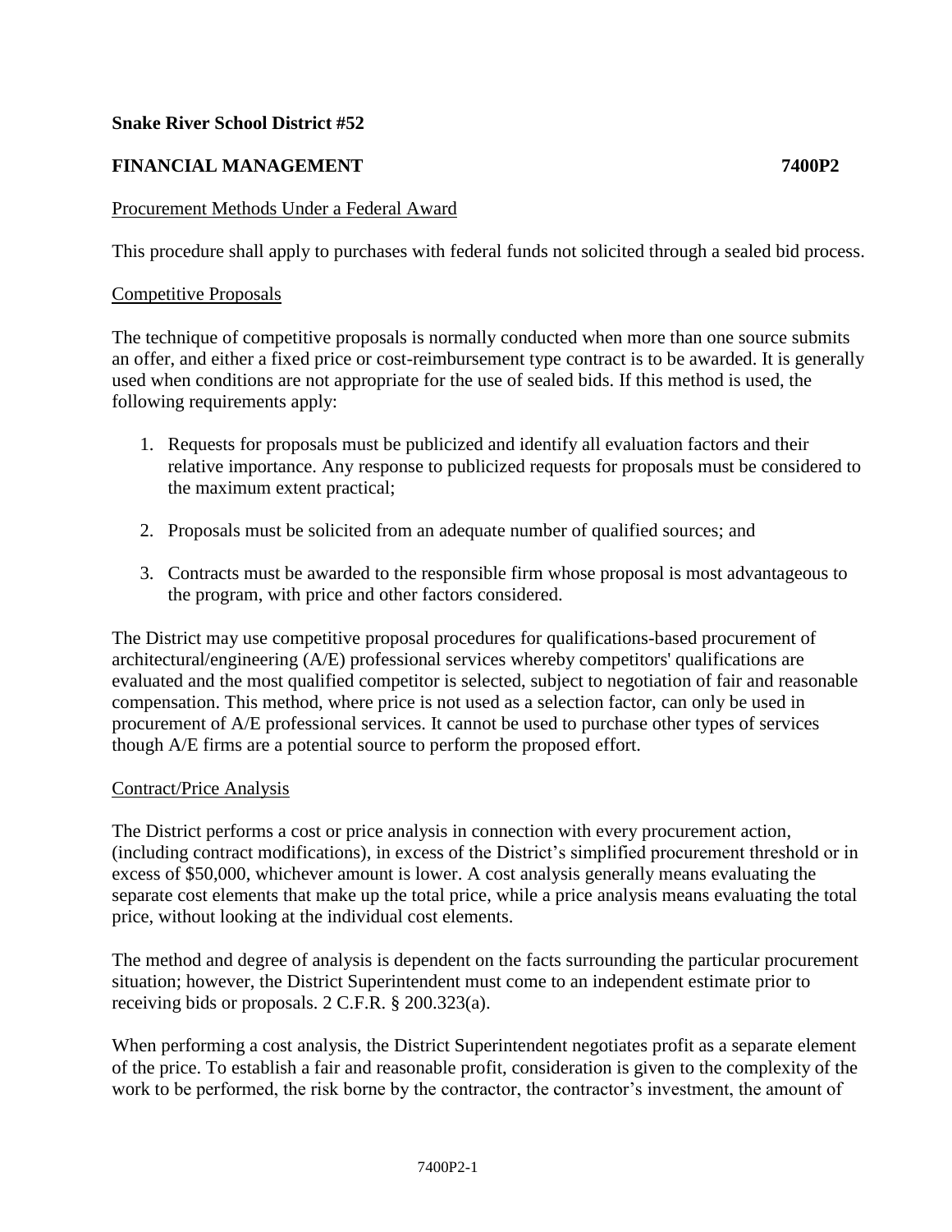**Snake River School District #52**

**FINANCIAL MANAGEMENT 7400P2**

Procurement Methods Under a Federal Award

This procedure shall apply to purchases with federal funds not solicited through a sealed bid process.

Competitive Proposals

The technique of competitive proposals is normally conducted when more than one source submits an offer, and either a fixed price or cost-reimbursement type contract is to be awarded. It is generally used when conditions are not appropriate for the use of sealed bids. If this method is used, the following requirements apply:

1. Requests for proposals must be publicized and identify all evaluation factors and their relative importance. Any response to publicized requests for proposals must be considered to the maximum extent practical;

2. Proposals must be solicited from an adequate number of qualified sources; and

3. Contracts must be awarded to the responsible firm whose proposal is most advantageous to the program, with price and other factors considered.

The District may use competitive proposal procedures for qualifications-based procurement of architectural/engineering (A/E) professional services whereby competitors' qualifications are evaluated and the most qualified competitor is selected, subject to negotiation of fair and reasonable compensation. This method, where price is not used as a selection factor, can only be used in procurement of A/E professional services. It cannot be used to purchase other types of services though A/E firms are a potential source to perform the proposed effort.

Contract/Price Analysis

The District performs a cost or price analysis in connection with every procurement action, (including contract modifications), in excess of the District's simplified procurement threshold or in excess of $50,000, whichever amount is lower. A cost analysis generally means evaluating the separate cost elements that make up the total price, while a price analysis means evaluating the total price, without looking at the individual cost elements.

The method and degree of analysis is dependent on the facts surrounding the particular procurement situation; however, the District Superintendent must come to an independent estimate prior to receiving bids or proposals. 2 C.F.R. § 200.323(a).

When performing a cost analysis, the District Superintendent negotiates profit as a separate element of the price. To establish a fair and reasonable profit, consideration is given to the complexity of the work to be performed, the risk borne by the contractor, the contractor's investment, the amount of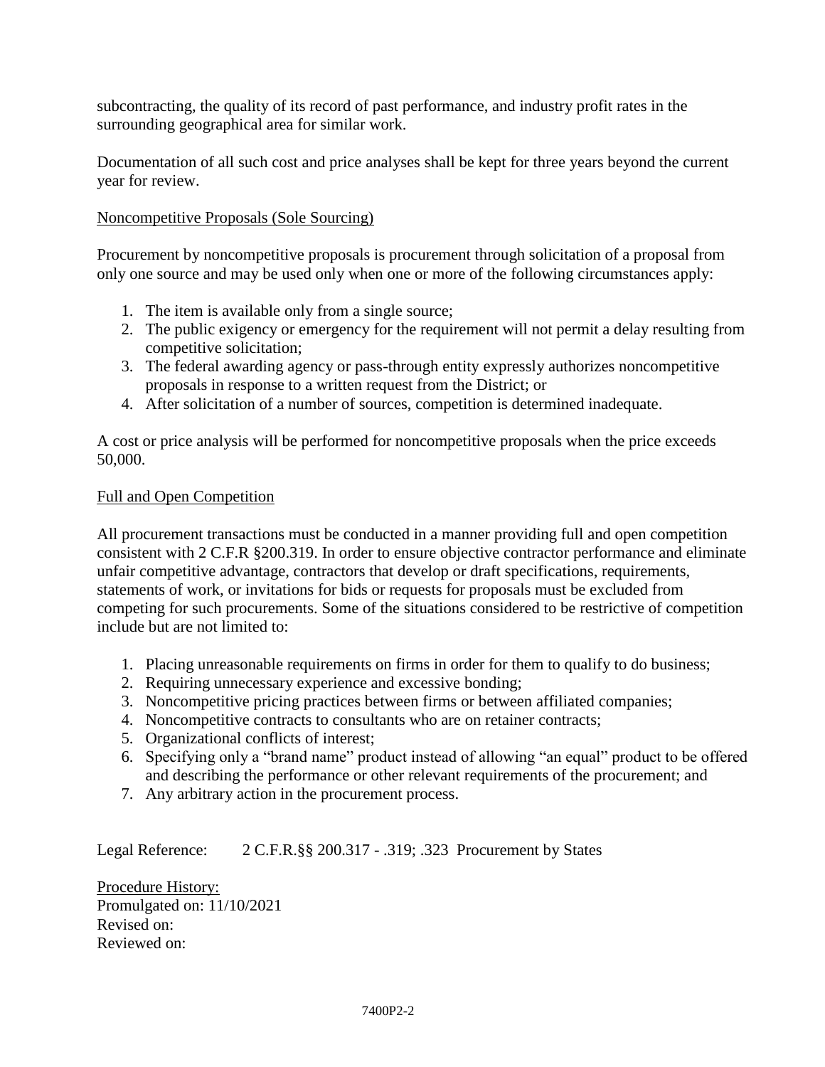subcontracting, the quality of its record of past performance, and industry profit rates in the surrounding geographical area for similar work.

Documentation of all such cost and price analyses shall be kept for three years beyond the current year for review.

Noncompetitive Proposals (Sole Sourcing)

Procurement by noncompetitive proposals is procurement through solicitation of a proposal from only one source and may be used only when one or more of the following circumstances apply:

1. The item is available only from a single source;
2. The public exigency or emergency for the requirement will not permit a delay resulting from competitive solicitation;
3. The federal awarding agency or pass-through entity expressly authorizes noncompetitive proposals in response to a written request from the District; or
4. After solicitation of a number of sources, competition is determined inadequate.

A cost or price analysis will be performed for noncompetitive proposals when the price exceeds 50,000.

Full and Open Competition

All procurement transactions must be conducted in a manner providing full and open competition consistent with 2 C.F.R §200.319. In order to ensure objective contractor performance and eliminate unfair competitive advantage, contractors that develop or draft specifications, requirements, statements of work, or invitations for bids or requests for proposals must be excluded from competing for such procurements. Some of the situations considered to be restrictive of competition include but are not limited to:

1. Placing unreasonable requirements on firms in order for them to qualify to do business;
2. Requiring unnecessary experience and excessive bonding;
3. Noncompetitive pricing practices between firms or between affiliated companies;
4. Noncompetitive contracts to consultants who are on retainer contracts;
5. Organizational conflicts of interest;
6. Specifying only a "brand name" product instead of allowing "an equal" product to be offered and describing the performance or other relevant requirements of the procurement; and
7. Any arbitrary action in the procurement process.

Legal Reference: 2 C.F.R.§§ 200.317 - .319; .323 Procurement by States

Procedure History:
Promulgated on: 11/10/2021
Revised on:
Reviewed on: